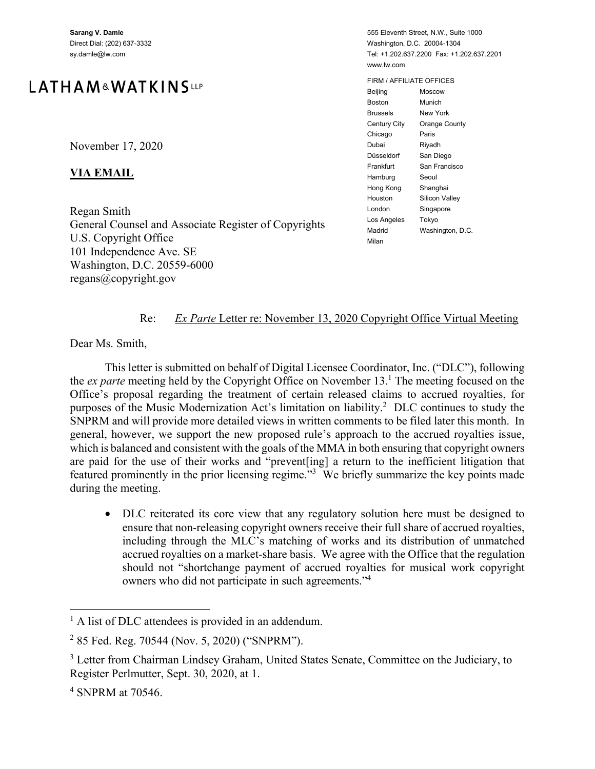**Sarang V. Damle**
Direct Dial: (202) 637-3332
sy.damle@lw.com

LATHAM&WATKINS LLP

555 Eleventh Street, N.W., Suite 1000
Washington, D.C. 20004-1304
Tel: +1.202.637.2200 Fax: +1.202.637.2201
www.lw.com

FIRM / AFFILIATE OFFICES

| | |
|---|---|
| Beijing | Moscow |
| Boston | Munich |
| Brussels | New York |
| Century City | Orange County |
| Chicago | Paris |
| Dubai | Riyadh |
| Düsseldorf | San Diego |
| Frankfurt | San Francisco |
| Hamburg | Seoul |
| Hong Kong | Shanghai |
| Houston | Silicon Valley |
| London | Singapore |
| Los Angeles | Tokyo |
| Madrid | Washington, D.C. |
| Milan | |

November 17, 2020

**VIA EMAIL**

Regan Smith
General Counsel and Associate Register of Copyrights
U.S. Copyright Office
101 Independence Ave. SE
Washington, D.C. 20559-6000
regans@copyright.gov

Re: *Ex Parte* Letter re: November 13, 2020 Copyright Office Virtual Meeting

Dear Ms. Smith,

This letter is submitted on behalf of Digital Licensee Coordinator, Inc. ("DLC"), following the *ex parte* meeting held by the Copyright Office on November 13.[1] The meeting focused on the Office's proposal regarding the treatment of certain released claims to accrued royalties, for purposes of the Music Modernization Act's limitation on liability.[2] DLC continues to study the SNPRM and will provide more detailed views in written comments to be filed later this month. In general, however, we support the new proposed rule's approach to the accrued royalties issue, which is balanced and consistent with the goals of the MMA in both ensuring that copyright owners are paid for the use of their works and "prevent[ing] a return to the inefficient litigation that featured prominently in the prior licensing regime."[3] We briefly summarize the key points made during the meeting.

- DLC reiterated its core view that any regulatory solution here must be designed to ensure that non-releasing copyright owners receive their full share of accrued royalties, including through the MLC's matching of works and its distribution of unmatched accrued royalties on a market-share basis. We agree with the Office that the regulation should not "shortchange payment of accrued royalties for musical work copyright owners who did not participate in such agreements."[4]

[1] A list of DLC attendees is provided in an addendum.

[2] 85 Fed. Reg. 70544 (Nov. 5, 2020) ("SNPRM").

[3] Letter from Chairman Lindsey Graham, United States Senate, Committee on the Judiciary, to Register Perlmutter, Sept. 30, 2020, at 1.

[4] SNPRM at 70546.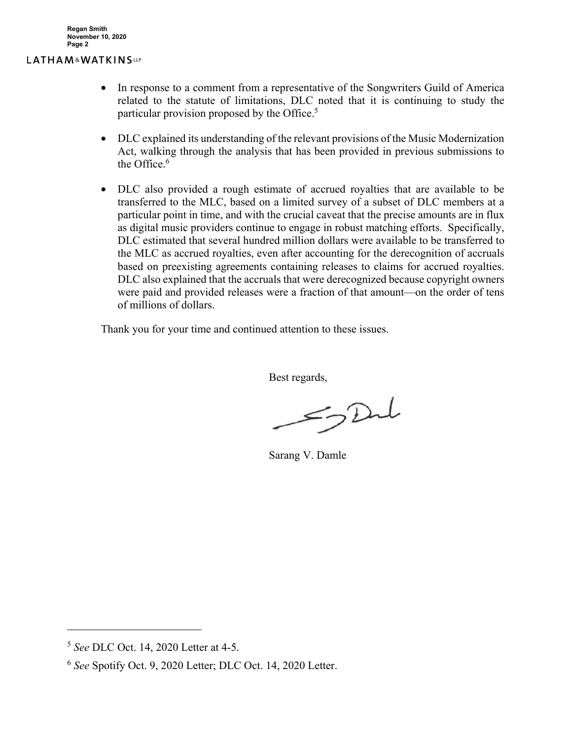- In response to a comment from a representative of the Songwriters Guild of America related to the statute of limitations, DLC noted that it is continuing to study the particular provision proposed by the Office.[5]

- DLC explained its understanding of the relevant provisions of the Music Modernization Act, walking through the analysis that has been provided in previous submissions to the Office.[6]

- DLC also provided a rough estimate of accrued royalties that are available to be transferred to the MLC, based on a limited survey of a subset of DLC members at a particular point in time, and with the crucial caveat that the precise amounts are in flux as digital music providers continue to engage in robust matching efforts. Specifically, DLC estimated that several hundred million dollars were available to be transferred to the MLC as accrued royalties, even after accounting for the derecognition of accruals based on preexisting agreements containing releases to claims for accrued royalties. DLC also explained that the accruals that were derecognized because copyright owners were paid and provided releases were a fraction of that amount—on the order of tens of millions of dollars.

Thank you for your time and continued attention to these issues.

Best regards,

Sarang V. Damle

---

[5] *See* DLC Oct. 14, 2020 Letter at 4-5.

[6] *See* Spotify Oct. 9, 2020 Letter; DLC Oct. 14, 2020 Letter.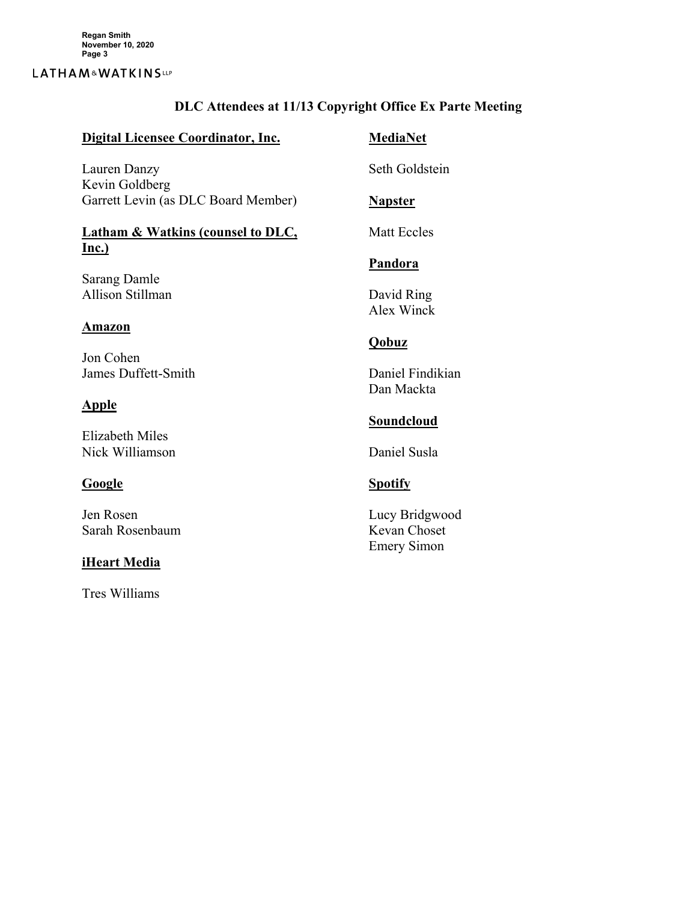## DLC Attendees at 11/13 Copyright Office Ex Parte Meeting

**Digital Licensee Coordinator, Inc.**

Lauren Danzy
Kevin Goldberg
Garrett Levin (as DLC Board Member)

**Latham & Watkins (counsel to DLC, Inc.)**

Sarang Damle
Allison Stillman

**Amazon**

Jon Cohen
James Duffett-Smith

**Apple**

Elizabeth Miles
Nick Williamson

**Google**

Jen Rosen
Sarah Rosenbaum

**iHeart Media**

Tres Williams

**MediaNet**

Seth Goldstein

**Napster**

Matt Eccles

**Pandora**

David Ring
Alex Winck

**Qobuz**

Daniel Findikian
Dan Mackta

**Soundcloud**

Daniel Susla

**Spotify**

Lucy Bridgwood
Kevan Choset
Emery Simon